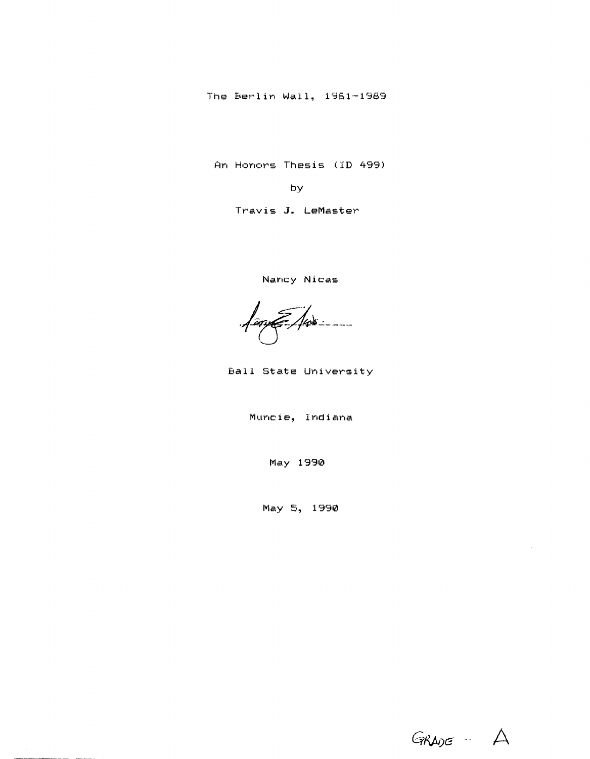The Berlin Wall, 1961-1989

An Honors Thesis (ID 499)

by

Travis J. LeMaster

Nancy Nicas

Ball State University

Muncie, Indiana

May 1990

May 5, 1990

GRADE - A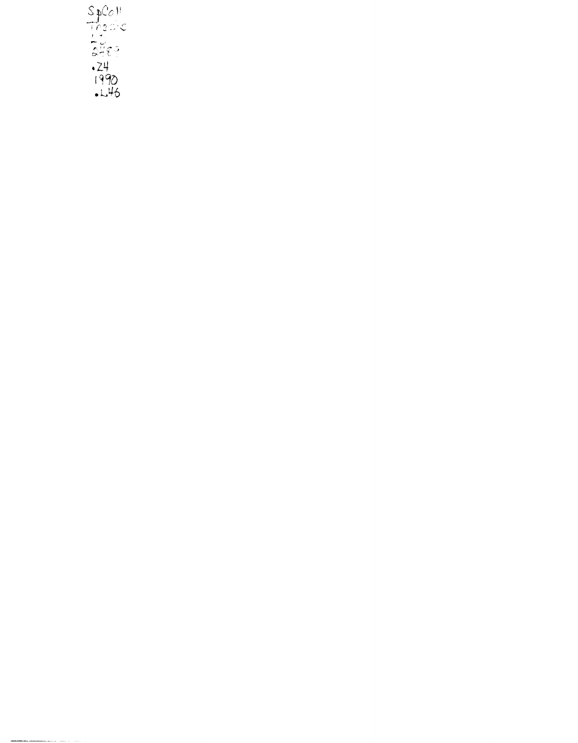SpColl
Thesis
LD
2489
.Z4
1990
.L46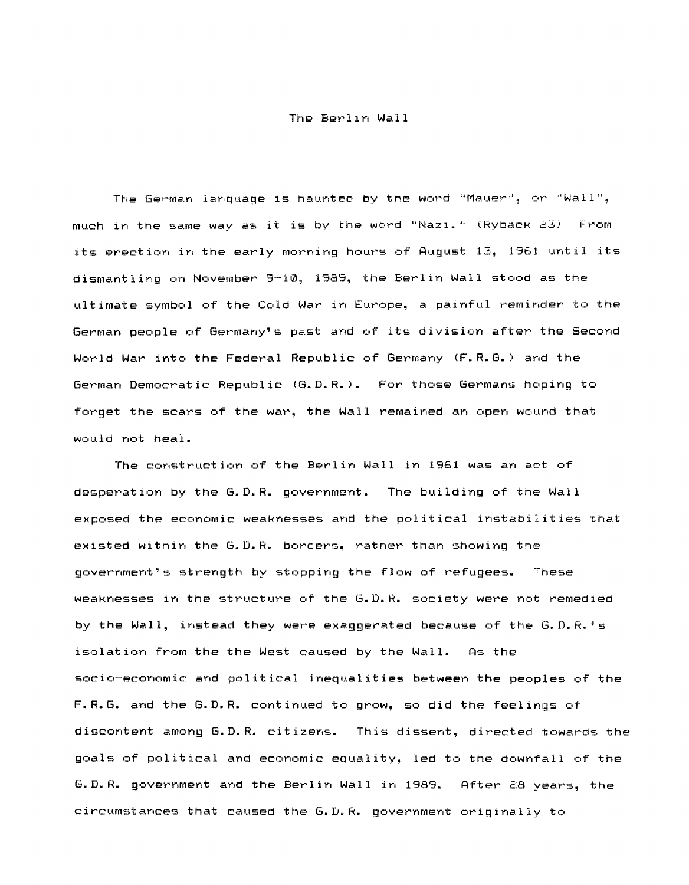# The Berlin Wall

The German language is haunted by the word "Mauer", or "Wall", much in the same way as it is by the word "Nazi." (Ryback 23) From its erection in the early morning hours of August 13, 1961 until its dismantling on November 9-10, 1989, the Berlin Wall stood as the ultimate symbol of the Cold War in Europe, a painful reminder to the German people of Germany's past and of its division after the Second World War into the Federal Republic of Germany (F.R.G.) and the German Democratic Republic (G.D.R.). For those Germans hoping to forget the scars of the war, the Wall remained an open wound that would not heal.

The construction of the Berlin Wall in 1961 was an act of desperation by the G.D.R. government. The building of the Wall exposed the economic weaknesses and the political instabilities that existed within the G.D.R. borders, rather than showing the government's strength by stopping the flow of refugees. These weaknesses in the structure of the G.D.R. society were not remedied by the Wall, instead they were exaggerated because of the G.D.R.'s isolation from the the West caused by the Wall. As the socio-economic and political inequalities between the peoples of the F.R.G. and the G.D.R. continued to grow, so did the feelings of discontent among G.D.R. citizens. This dissent, directed towards the goals of political and economic equality, led to the downfall of the G.D.R. government and the Berlin Wall in 1989. After 28 years, the circumstances that caused the G.D.R. government originally to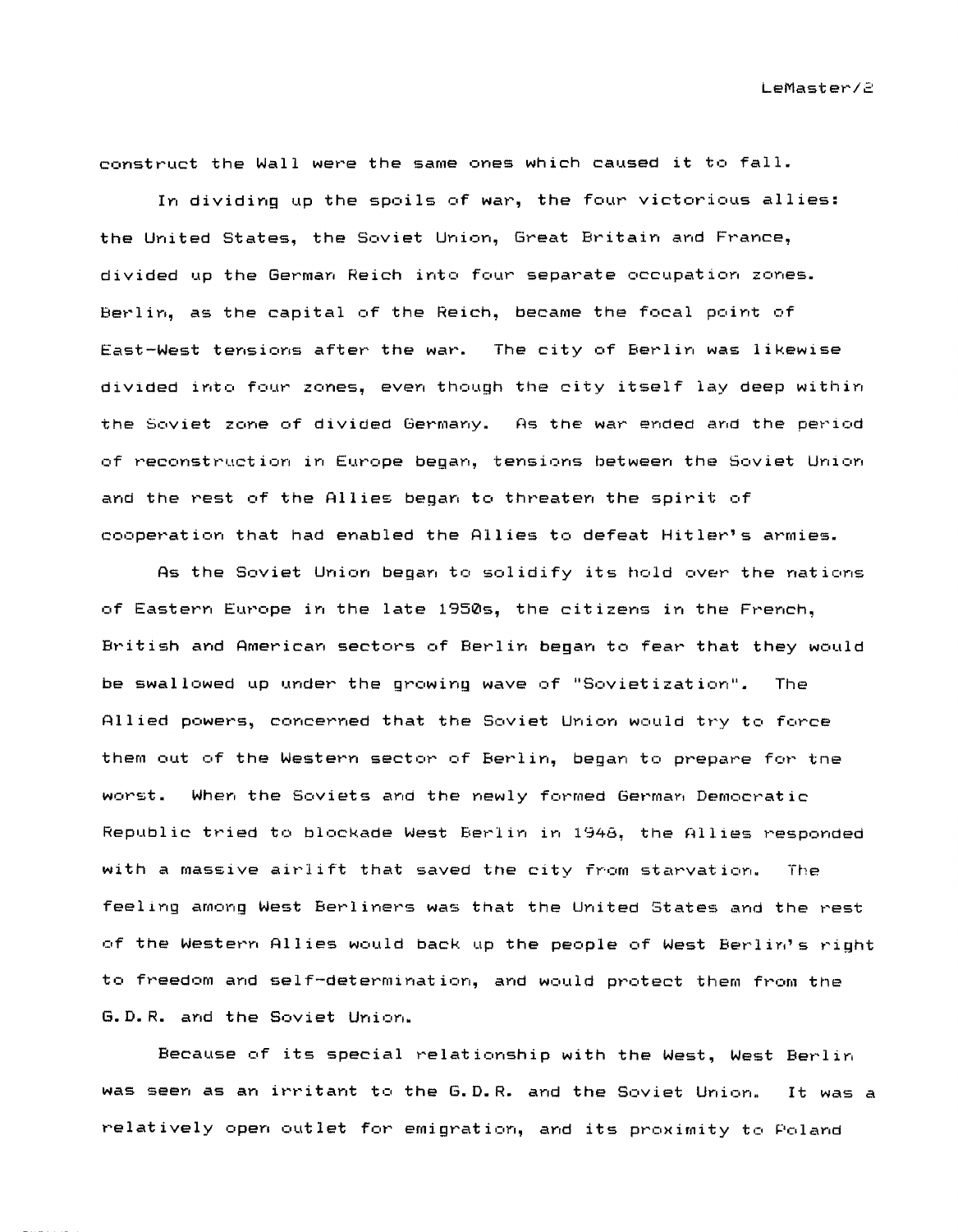construct the Wall were the same ones which caused it to fall.

In dividing up the spoils of war, the four victorious allies: the United States, the Soviet Union, Great Britain and France, divided up the German Reich into four separate occupation zones. Berlin, as the capital of the Reich, became the focal point of East-West tensions after the war. The city of Berlin was likewise divided into four zones, even though the city itself lay deep within the Soviet zone of divided Germany. As the war ended and the period of reconstruction in Europe began, tensions between the Soviet Union and the rest of the Allies began to threaten the spirit of cooperation that had enabled the Allies to defeat Hitler's armies.

As the Soviet Union began to solidify its hold over the nations of Eastern Europe in the late 1950s, the citizens in the French, British and American sectors of Berlin began to fear that they would be swallowed up under the growing wave of "Sovietization". The Allied powers, concerned that the Soviet Union would try to force them out of the Western sector of Berlin, began to prepare for the worst. When the Soviets and the newly formed German Democratic Republic tried to blockade West Berlin in 1948, the Allies responded with a massive airlift that saved the city from starvation. The feeling among West Berliners was that the United States and the rest of the Western Allies would back up the people of West Berlin's right to freedom and self-determination, and would protect them from the G.D.R. and the Soviet Union.

Because of its special relationship with the West, West Berlin was seen as an irritant to the G.D.R. and the Soviet Union. It was a relatively open outlet for emigration, and its proximity to Poland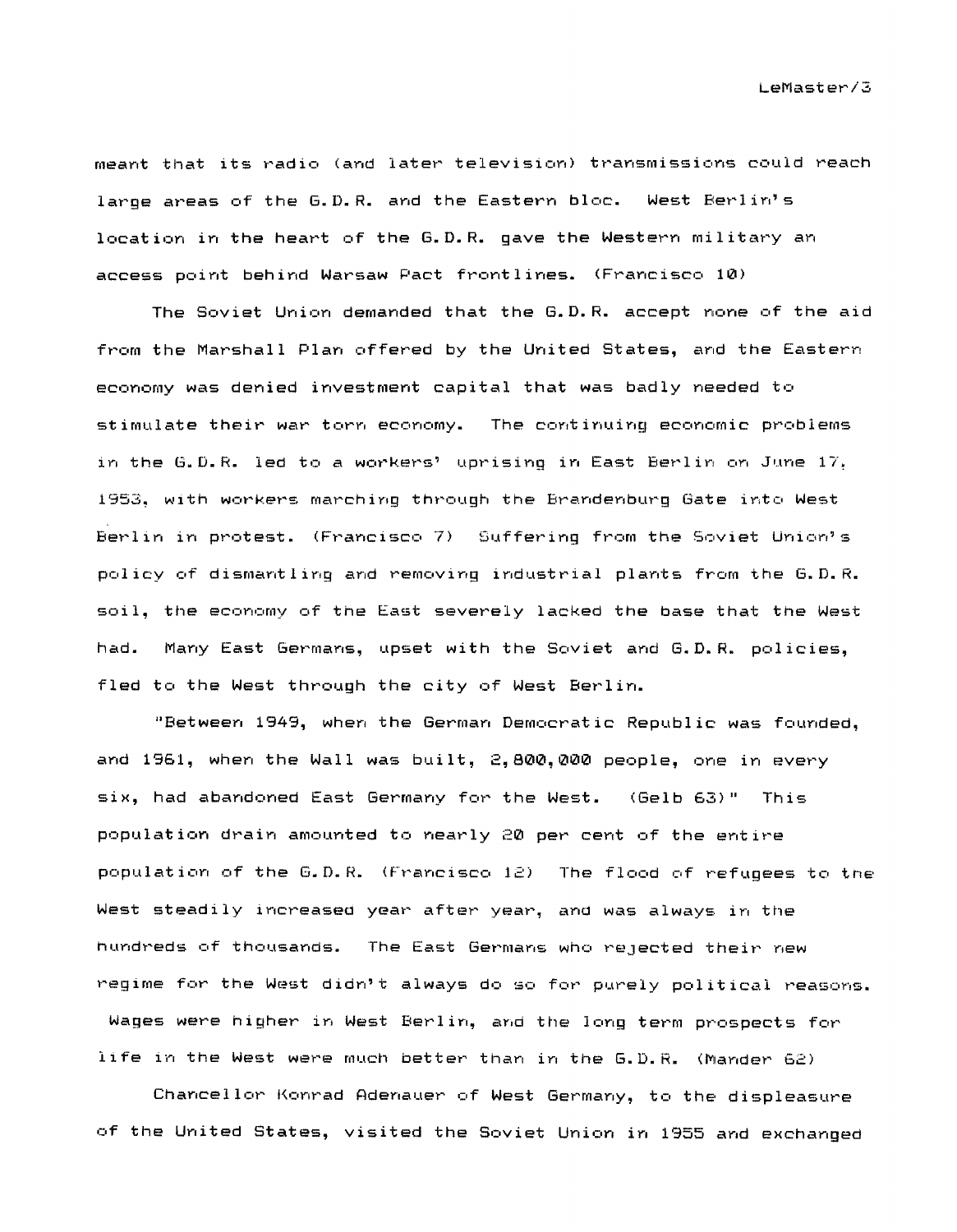meant that its radio (and later television) transmissions could reach large areas of the G.D.R. and the Eastern bloc. West Berlin's location in the heart of the G.D.R. gave the Western military an access point behind Warsaw Pact frontlines. (Francisco 10)

The Soviet Union demanded that the G.D.R. accept none of the aid from the Marshall Plan offered by the United States, and the Eastern economy was denied investment capital that was badly needed to stimulate their war torn economy. The continuing economic problems in the G.D.R. led to a workers' uprising in East Berlin on June 17, 1953, with workers marching through the Brandenburg Gate into West Berlin in protest. (Francisco 7) Suffering from the Soviet Union's policy of dismantling and removing industrial plants from the G.D.R. soil, the economy of the East severely lacked the base that the West had. Many East Germans, upset with the Soviet and G.D.R. policies, fled to the West through the city of West Berlin.

"Between 1949, when the German Democratic Republic was founded, and 1961, when the Wall was built, 2,800,000 people, one in every six, had abandoned East Germany for the West. (Gelb 63)" This population drain amounted to nearly 20 per cent of the entire population of the G.D.R. (Francisco 12) The flood of refugees to the West steadily increased year after year, and was always in the hundreds of thousands. The East Germans who rejected their new regime for the West didn't always do so for purely political reasons. Wages were higher in West Berlin, and the long term prospects for life in the West were much better than in the G.D.R. (Mander 62)

Chancellor Konrad Adenauer of West Germany, to the displeasure of the United States, visited the Soviet Union in 1955 and exchanged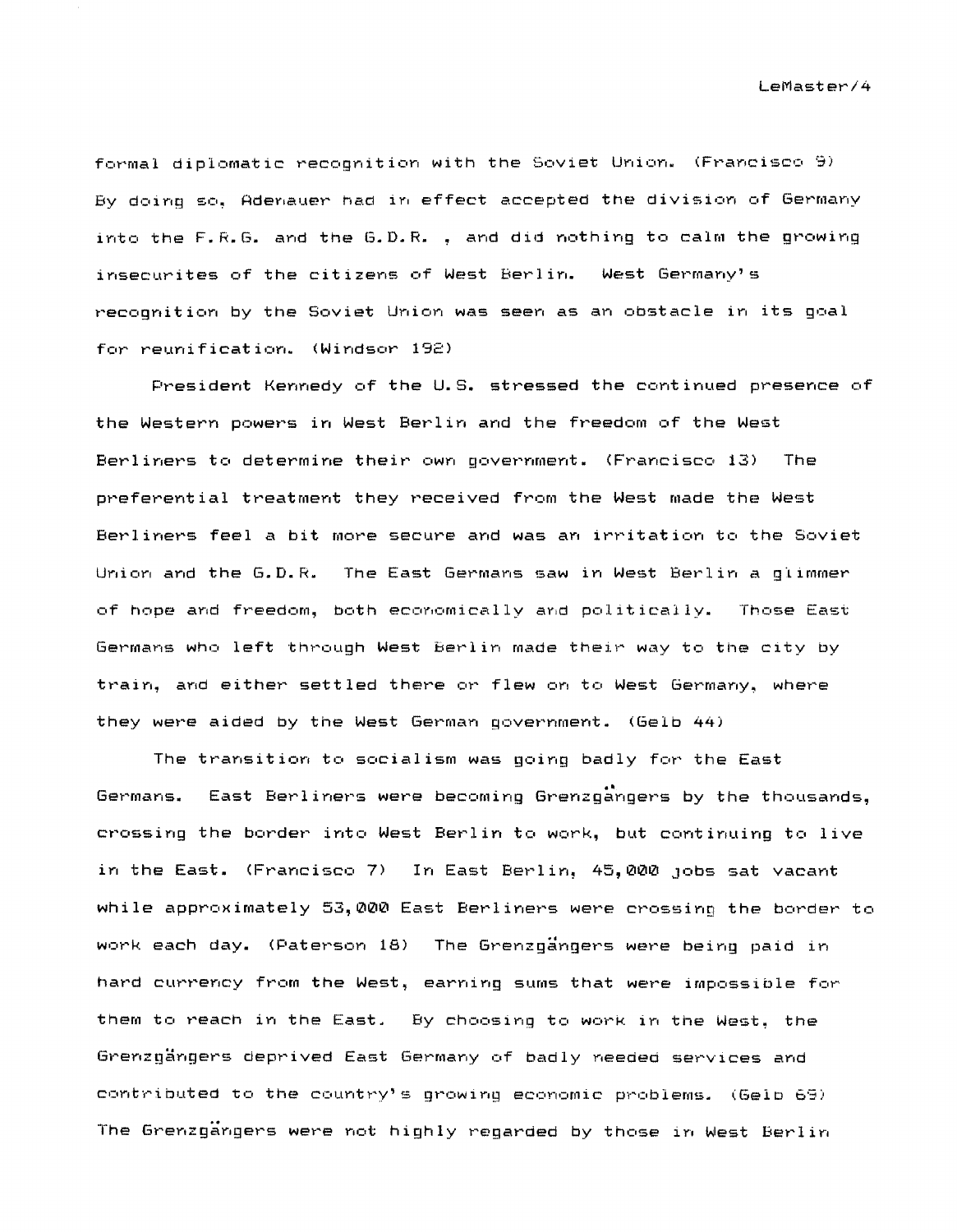formal diplomatic recognition with the Soviet Union. (Francisco 9) By doing so, Adenauer had in effect accepted the division of Germany into the F.R.G. and the G.D.R. , and did nothing to calm the growing insecurites of the citizens of West Berlin. West Germany's recognition by the Soviet Union was seen as an obstacle in its goal for reunification. (Windsor 192)

President Kennedy of the U.S. stressed the continued presence of the Western powers in West Berlin and the freedom of the West Berliners to determine their own government. (Francisco 13) The preferential treatment they received from the West made the West Berliners feel a bit more secure and was an irritation to the Soviet Union and the G.D.R. The East Germans saw in West Berlin a glimmer of hope and freedom, both economically and politically. Those East Germans who left through West Berlin made their way to the city by train, and either settled there or flew on to West Germany, where they were aided by the West German government. (Gelb 44)

The transition to socialism was going badly for the East Germans. East Berliners were becoming Grenzgängers by the thousands, crossing the border into West Berlin to work, but continuing to live in the East. (Francisco 7) In East Berlin, 45,000 jobs sat vacant while approximately 53,000 East Berliners were crossing the border to work each day. (Paterson 18) The Grenzgängers were being paid in hard currency from the West, earning sums that were impossible for them to reach in the East. By choosing to work in the West, the Grenzgängers deprived East Germany of badly needed services and contributed to the country's growing economic problems. (Gelb 69) The Grenzgängers were not highly regarded by those in West Berlin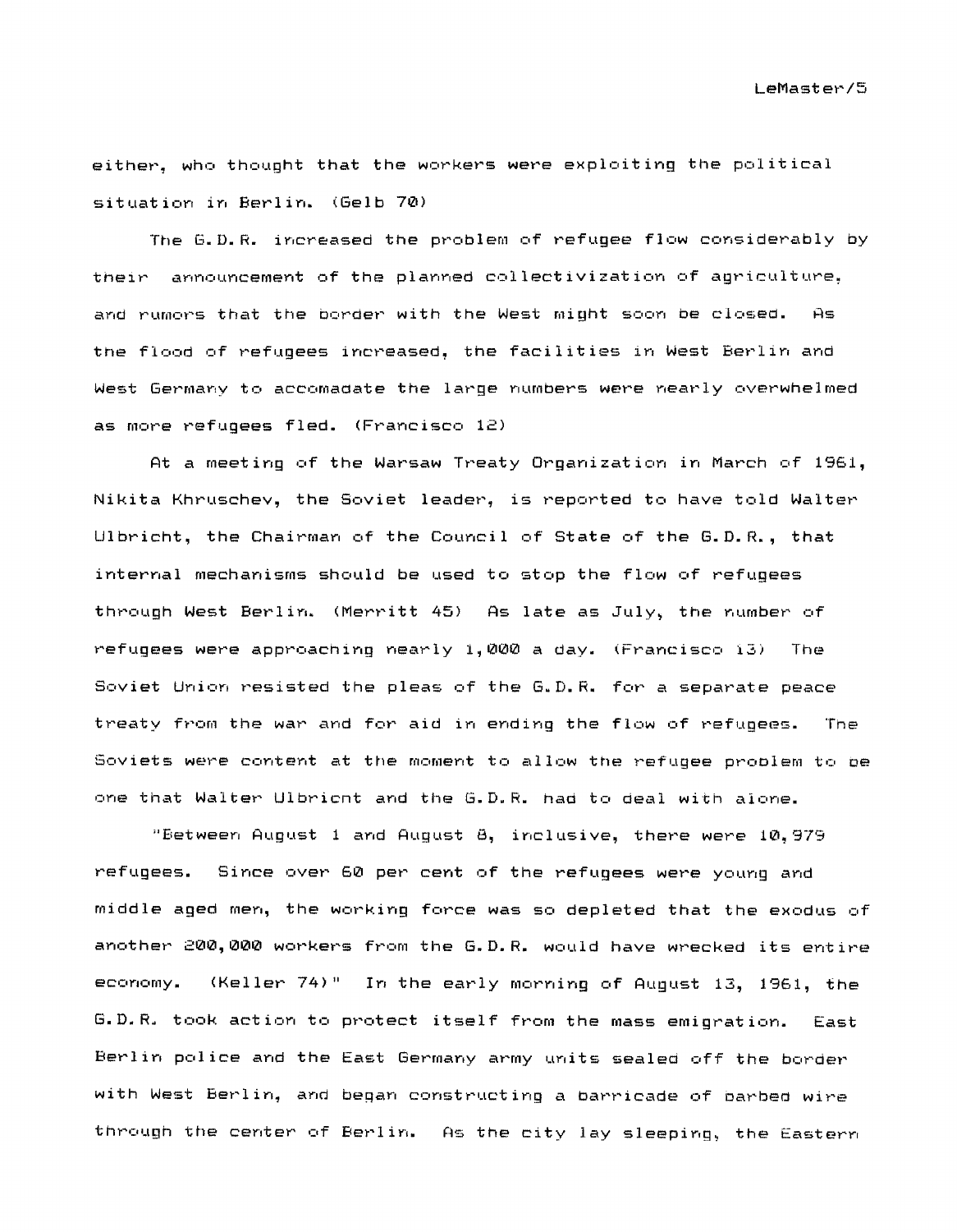either, who thought that the workers were exploiting the political situation in Berlin. (Gelb 70)

The G.D.R. increased the problem of refugee flow considerably by their announcement of the planned collectivization of agriculture, and rumors that the border with the West might soon be closed. As the flood of refugees increased, the facilities in West Berlin and West Germany to accomadate the large numbers were nearly overwhelmed as more refugees fled. (Francisco 12)

At a meeting of the Warsaw Treaty Organization in March of 1961, Nikita Khruschev, the Soviet leader, is reported to have told Walter Ulbricht, the Chairman of the Council of State of the G.D.R., that internal mechanisms should be used to stop the flow of refugees through West Berlin. (Merritt 45) As late as July, the number of refugees were approaching nearly 1,000 a day. (Francisco 13) The Soviet Union resisted the pleas of the G.D.R. for a separate peace treaty from the war and for aid in ending the flow of refugees. The Soviets were content at the moment to allow the refugee problem to be one that Walter Ulbricnt and the G.D.R. had to deal with alone.

"Between August 1 and August 8, inclusive, there were 10,979 refugees. Since over 60 per cent of the refugees were young and middle aged men, the working force was so depleted that the exodus of another 200,000 workers from the G.D.R. would have wrecked its entire economy. (Keller 74)" In the early morning of August 13, 1961, the G.D.R. took action to protect itself from the mass emigration. East Berlin police and the East Germany army units sealed off the border with West Berlin, and began constructing a barricade of barbed wire through the center of Berlin. As the city lay sleeping, the Eastern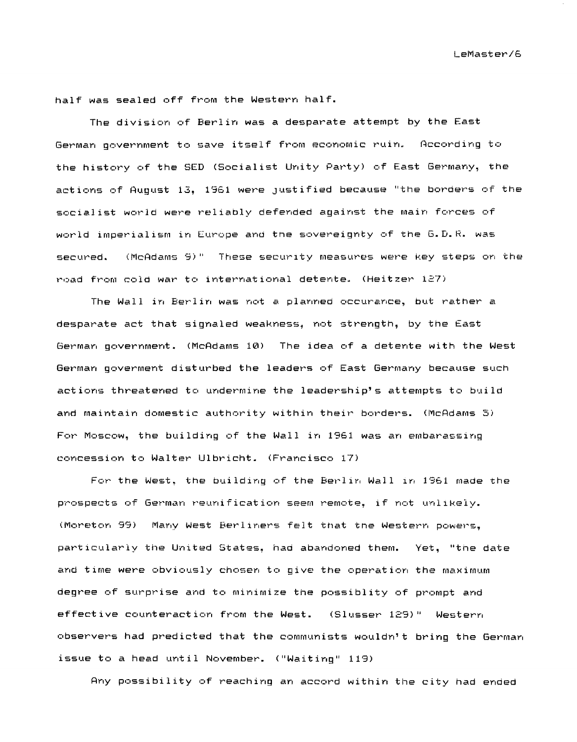half was sealed off from the Western half.

The division of Berlin was a desparate attempt by the East German government to save itself from economic ruin. According to the history of the SED (Socialist Unity Party) of East Germany, the actions of August 13, 1961 were justified because "the borders of the socialist world were reliably defended against the main forces of world imperialism in Europe and the sovereignty of the G.D.R. was secured. (McAdams 9)" These security measures were key steps on the road from cold war to international detente. (Heitzer 127)

The Wall in Berlin was not a planned occurance, but rather a desparate act that signaled weakness, not strength, by the East German government. (McAdams 10) The idea of a detente with the West German goverment disturbed the leaders of East Germany because such actions threatened to undermine the leadership's attempts to build and maintain domestic authority within their borders. (McAdams 5) For Moscow, the building of the Wall in 1961 was an embarassing concession to Walter Ulbricht. (Francisco 17)

For the West, the building of the Berlin Wall in 1961 made the prospects of German reunification seem remote, if not unlikely. (Moreton 99) Many West Berliners felt that the Western powers, particularly the United States, had abandoned them. Yet, "the date and time were obviously chosen to give the operation the maximum degree of surprise and to minimize the possiblity of prompt and effective counteraction from the West. (Slusser 129)" Western observers had predicted that the communists wouldn't bring the German issue to a head until November. ("Waiting" 119)

Any possibility of reaching an accord within the city had ended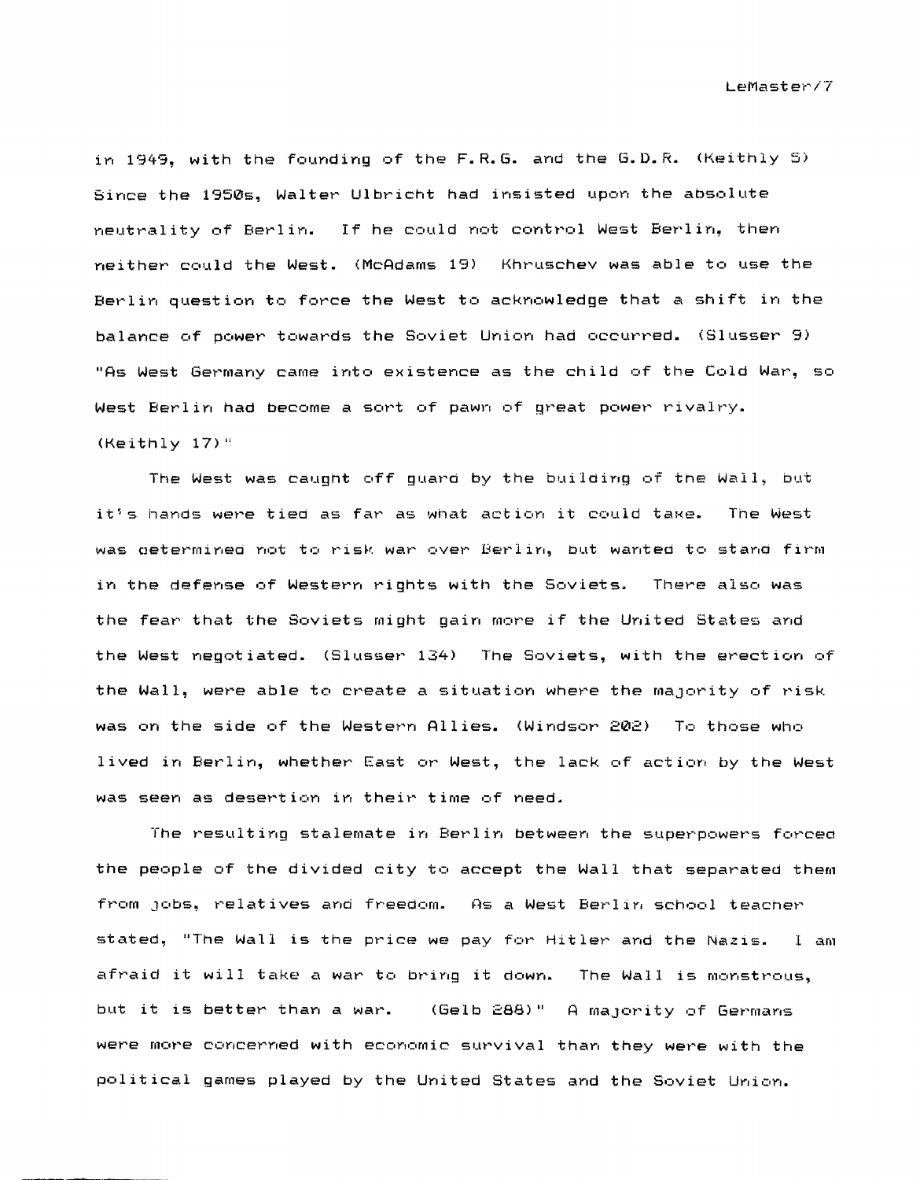in 1949, with the founding of the F.R.G. and the G.D.R. (Keithly 5) Since the 1950s, Walter Ulbricht had insisted upon the absolute neutrality of Berlin. If he could not control West Berlin, then neither could the West. (McAdams 19) Khruschev was able to use the Berlin question to force the West to acknowledge that a shift in the balance of power towards the Soviet Union had occurred. (Slusser 9) "As West Germany came into existence as the child of the Cold War, so West Berlin had become a sort of pawn of great power rivalry. (Keithly 17)"

The West was caught off guard by the building of the Wall, but it's hands were tied as far as what action it could take. The West was determined not to risk war over Berlin, but wanted to stand firm in the defense of Western rights with the Soviets. There also was the fear that the Soviets might gain more if the United States and the West negotiated. (Slusser 134) The Soviets, with the erection of the Wall, were able to create a situation where the majority of risk was on the side of the Western Allies. (Windsor 202) To those who lived in Berlin, whether East or West, the lack of action by the West was seen as desertion in their time of need.

The resulting stalemate in Berlin between the superpowers forced the people of the divided city to accept the Wall that separated them from jobs, relatives and freedom. As a West Berlin school teacher stated, "The Wall is the price we pay for Hitler and the Nazis. I am afraid it will take a war to bring it down. The Wall is monstrous, but it is better than a war. (Gelb 288)" A majority of Germans were more concerned with economic survival than they were with the political games played by the United States and the Soviet Union.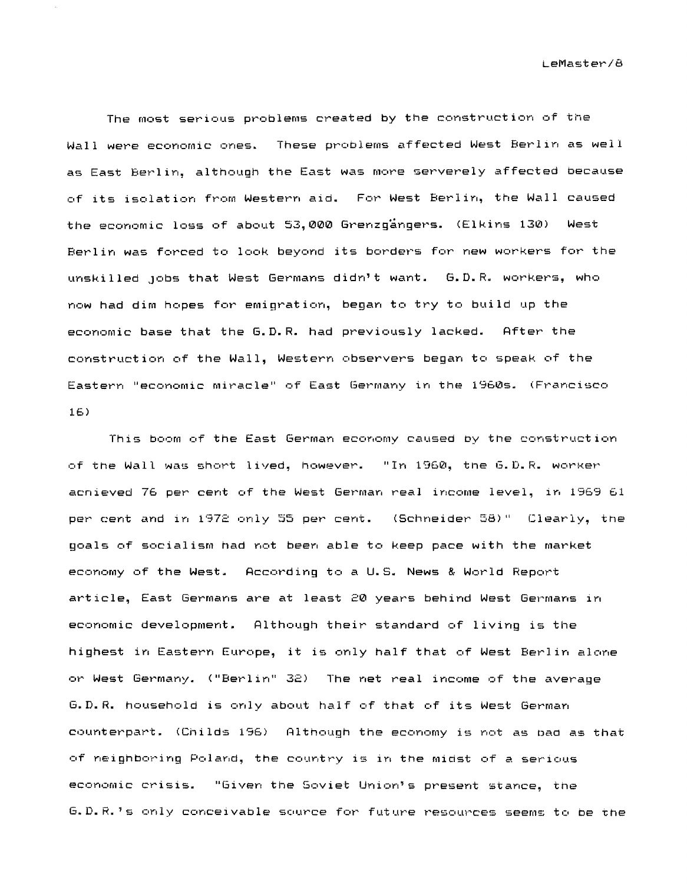The most serious problems created by the construction of the Wall were economic ones. These problems affected West Berlin as well as East Berlin, although the East was more serverely affected because of its isolation from Western aid. For West Berlin, the Wall caused the economic loss of about 53,000 Grenzgängers. (Elkins 130) West Berlin was forced to look beyond its borders for new workers for the unskilled jobs that West Germans didn't want. G.D.R. workers, who now had dim hopes for emigration, began to try to build up the economic base that the G.D.R. had previously lacked. After the construction of the Wall, Western observers began to speak of the Eastern "economic miracle" of East Germany in the 1960s. (Francisco 16)

This boom of the East German economy caused by the construction of the Wall was short lived, however. "In 1960, the G.D.R. worker achieved 76 per cent of the West German real income level, in 1969 61 per cent and in 1972 only 55 per cent. (Schneider 58)" Clearly, the goals of socialism had not been able to keep pace with the market economy of the West. According to a U.S. News & World Report article, East Germans are at least 20 years behind West Germans in economic development. Although their standard of living is the highest in Eastern Europe, it is only half that of West Berlin alone or West Germany. ("Berlin" 32) The net real income of the average G.D.R. household is only about half of that of its West German counterpart. (Childs 196) Although the economy is not as bad as that of neighboring Poland, the country is in the midst of a serious economic crisis. "Given the Soviet Union's present stance, the G.D.R.'s only conceivable source for future resources seems to be the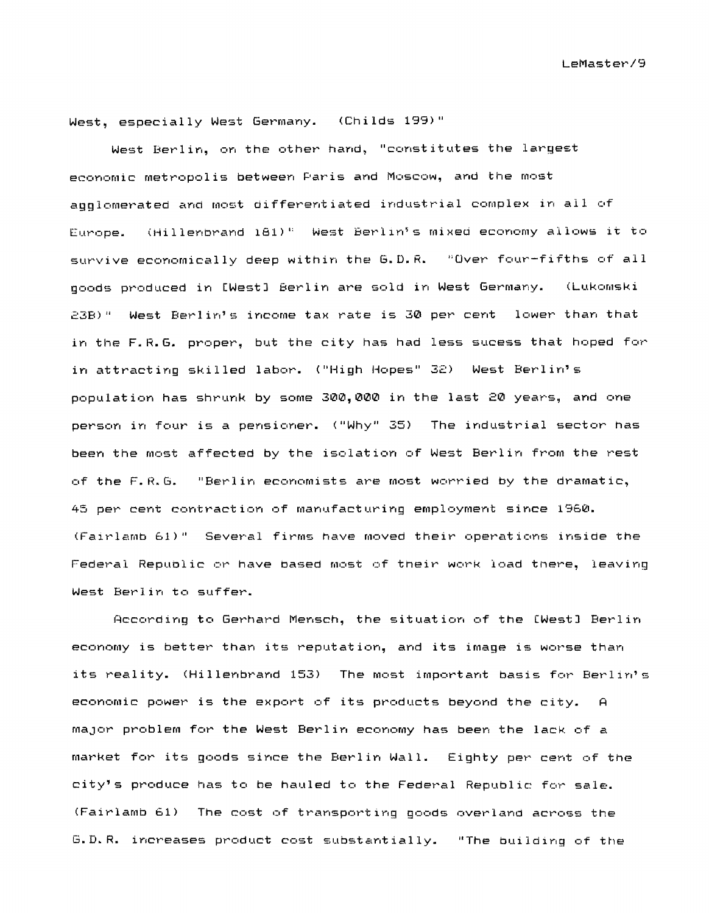West, especially West Germany. (Childs 199)"

West Berlin, on the other hand, "constitutes the largest economic metropolis between Paris and Moscow, and the most agglomerated and most differentiated industrial complex in all of Europe. (Hillenbrand 181)" West Berlin's mixed economy allows it to survive economically deep within the G.D.R. "Over four-fifths of all goods produced in [West] Berlin are sold in West Germany. (Lukomski 23B)" West Berlin's income tax rate is 30 per cent lower than that in the F.R.G. proper, but the city has had less sucess that hoped for in attracting skilled labor. ("High Hopes" 32) West Berlin's population has shrunk by some 300,000 in the last 20 years, and one person in four is a pensioner. ("Why" 35) The industrial sector has been the most affected by the isolation of West Berlin from the rest of the F.R.G. "Berlin economists are most worried by the dramatic, 45 per cent contraction of manufacturing employment since 1960. (Fairlamb 61)" Several firms have moved their operations inside the Federal Republic or have based most of their work load there, leaving West Berlin to suffer.

According to Gerhard Mensch, the situation of the [West] Berlin economy is better than its reputation, and its image is worse than its reality. (Hillenbrand 153) The most important basis for Berlin's economic power is the export of its products beyond the city. A major problem for the West Berlin economy has been the lack of a market for its goods since the Berlin Wall. Eighty per cent of the city's produce has to be hauled to the Federal Republic for sale. (Fairlamb 61) The cost of transporting goods overland across the G.D.R. increases product cost substantially. "The building of the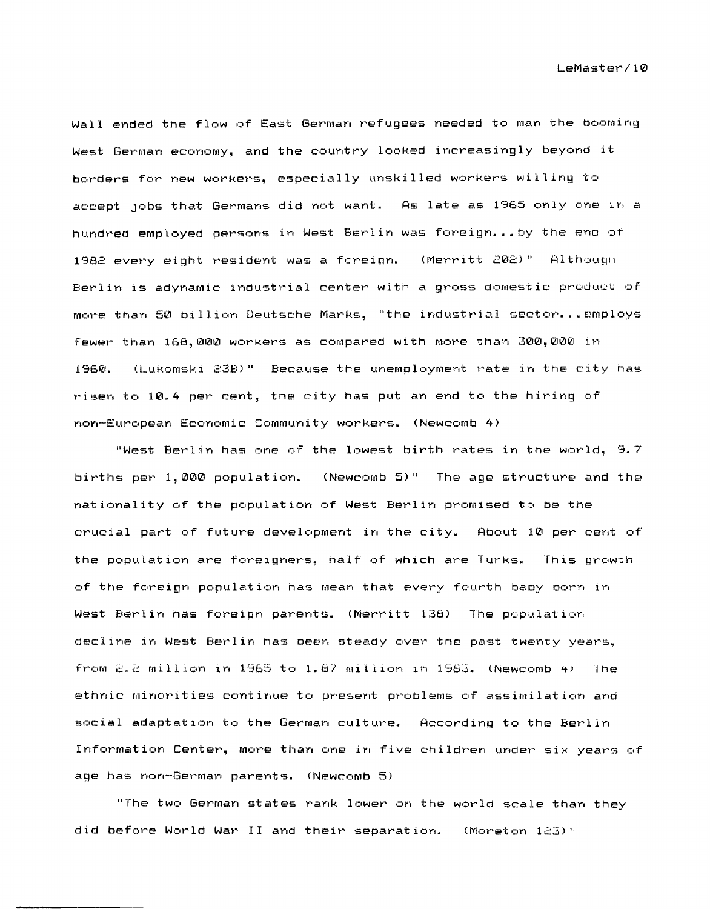Wall ended the flow of East German refugees needed to man the booming West German economy, and the country looked increasingly beyond it borders for new workers, especially unskilled workers willing to accept jobs that Germans did not want. As late as 1965 only one in a hundred employed persons in West Berlin was foreign...by the end of 1982 every eight resident was a foreign. (Merritt 202)" Although Berlin is adynamic industrial center with a gross domestic product of more than 50 billion Deutsche Marks, "the industrial sector...employs fewer than 168,000 workers as compared with more than 300,000 in 1960. (Lukomski 238)" Because the unemployment rate in the city has risen to 10.4 per cent, the city has put an end to the hiring of non-European Economic Community workers. (Newcomb 4)

"West Berlin has one of the lowest birth rates in the world, 9.7 births per 1,000 population. (Newcomb 5)" The age structure and the nationality of the population of West Berlin promised to be the crucial part of future development in the city. About 10 per cent of the population are foreigners, half of which are Turks. This growth of the foreign population has mean that every fourth baby born in West Berlin has foreign parents. (Merritt 138) The population decline in West Berlin has been steady over the past twenty years, from 2.2 million in 1965 to 1.87 million in 1983. (Newcomb 4) The ethnic minorities continue to present problems of assimilation and social adaptation to the German culture. According to the Berlin Information Center, more than one in five children under six years of age has non-German parents. (Newcomb 5)

"The two German states rank lower on the world scale than they did before World War II and their separation. (Moreton 123)"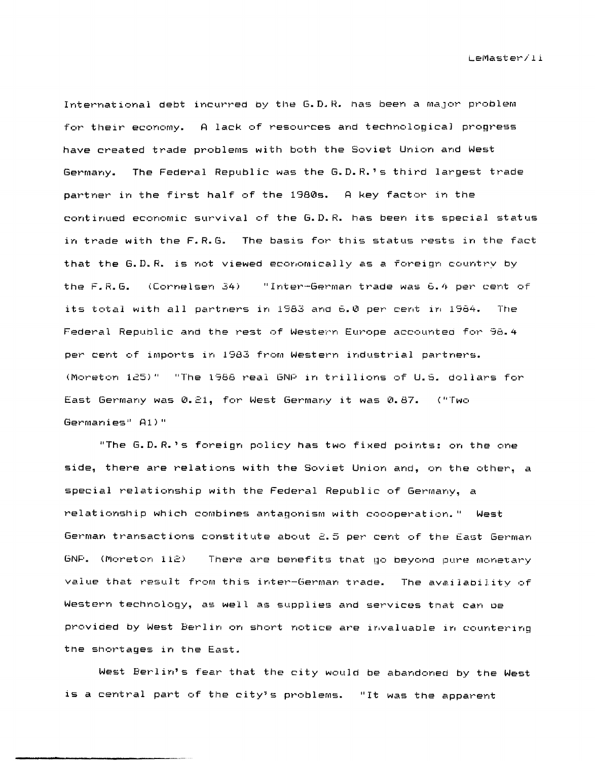International debt incurred by the G.D.R. has been a major problem for their economy. A lack of resources and technological progress have created trade problems with both the Soviet Union and West Germany. The Federal Republic was the G.D.R.'s third largest trade partner in the first half of the 1980s. A key factor in the continued economic survival of the G.D.R. has been its special status in trade with the F.R.G. The basis for this status rests in the fact that the G.D.R. is not viewed economically as a foreign country by the F.R.G. (Cornelsen 34) "Inter-German trade was 6.4 per cent of its total with all partners in 1983 and 6.0 per cent in 1984. The Federal Republic and the rest of Western Europe accounted for 98.4 per cent of imports in 1983 from Western industrial partners. (Moreton 125)" "The 1988 real GNP in trillions of U.S. dollars for East Germany was 0.21, for West Germany it was 0.87. ("Two Germanies" A1)"

"The G.D.R.'s foreign policy has two fixed points: on the one side, there are relations with the Soviet Union and, on the other, a special relationship with the Federal Republic of Germany, a relationship which combines antagonism with coooperation." West German transactions constitute about 2.5 per cent of the East German GNP. (Moreton 112) There are benefits that go beyond pure monetary value that result from this inter-German trade. The availability of Western technology, as well as supplies and services that can be provided by West Berlin on short notice are invaluable in countering the shortages in the East.

West Berlin's fear that the city would be abandoned by the West is a central part of the city's problems. "It was the apparent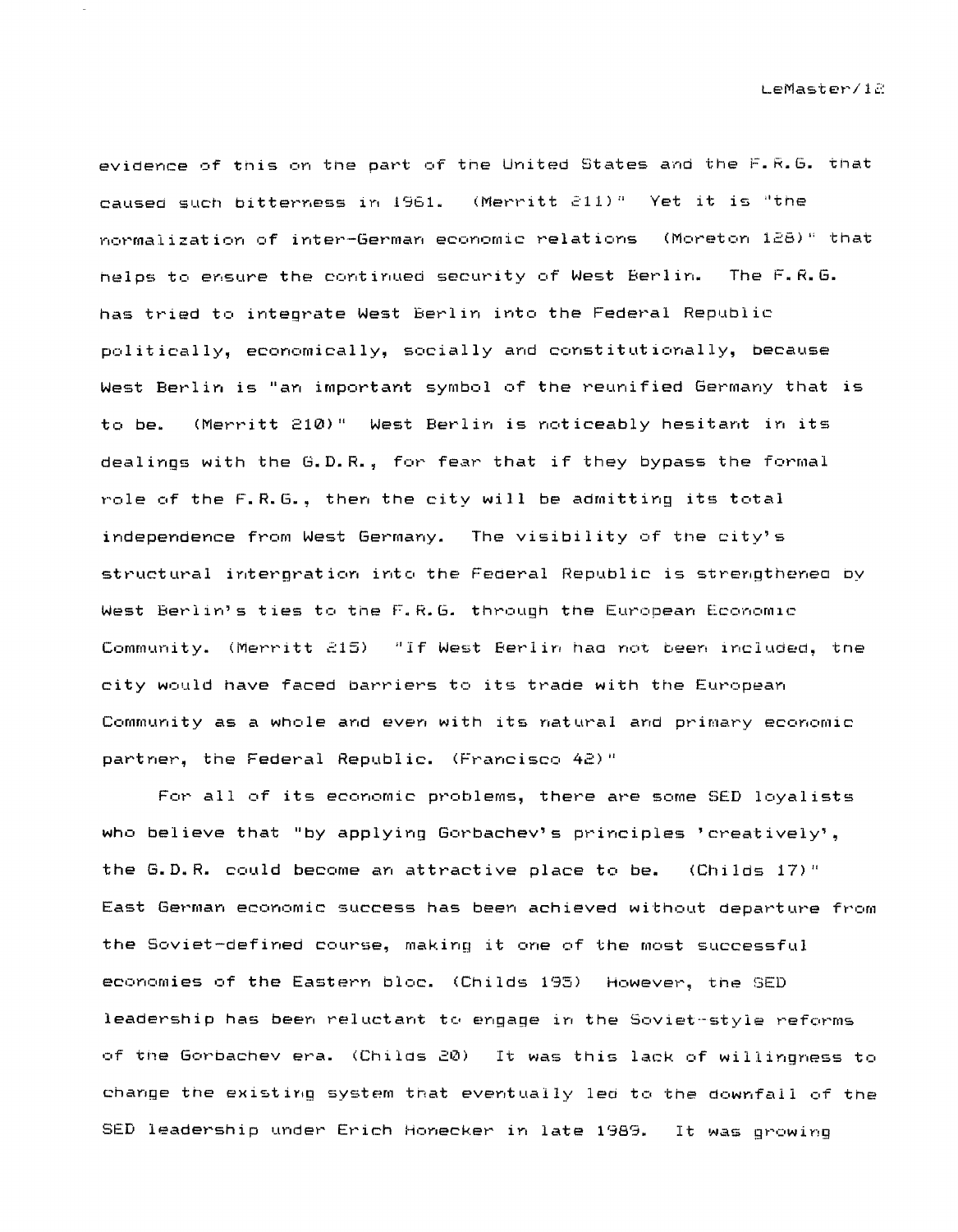evidence of this on the part of the United States and the F.R.G. that caused such bitterness in 1961. (Merritt 211)" Yet it is "the normalization of inter-German economic relations (Moreton 128)" that helps to ensure the continued security of West Berlin. The F.R.G. has tried to integrate West Berlin into the Federal Republic politically, economically, socially and constitutionally, because West Berlin is "an important symbol of the reunified Germany that is to be. (Merritt 210)" West Berlin is noticeably hesitant in its dealings with the G.D.R., for fear that if they bypass the formal role of the F.R.G., then the city will be admitting its total independence from West Germany. The visibility of the city's structural intergration into the Federal Republic is strengthened by West Berlin's ties to the F.R.G. through the European Economic Community. (Merritt 215) "If West Berlin had not been included, the city would have faced barriers to its trade with the European Community as a whole and even with its natural and primary economic partner, the Federal Republic. (Francisco 42)"

For all of its economic problems, there are some SED loyalists who believe that "by applying Gorbachev's principles 'creatively', the G.D.R. could become an attractive place to be. (Childs 17)" East German economic success has been achieved without departure from the Soviet-defined course, making it one of the most successful economies of the Eastern bloc. (Childs 195) However, the SED leadership has been reluctant to engage in the Soviet-style reforms of the Gorbachev era. (Childs 20) It was this lack of willingness to change the existing system that eventually led to the downfall of the SED leadership under Erich Honecker in late 1989. It was growing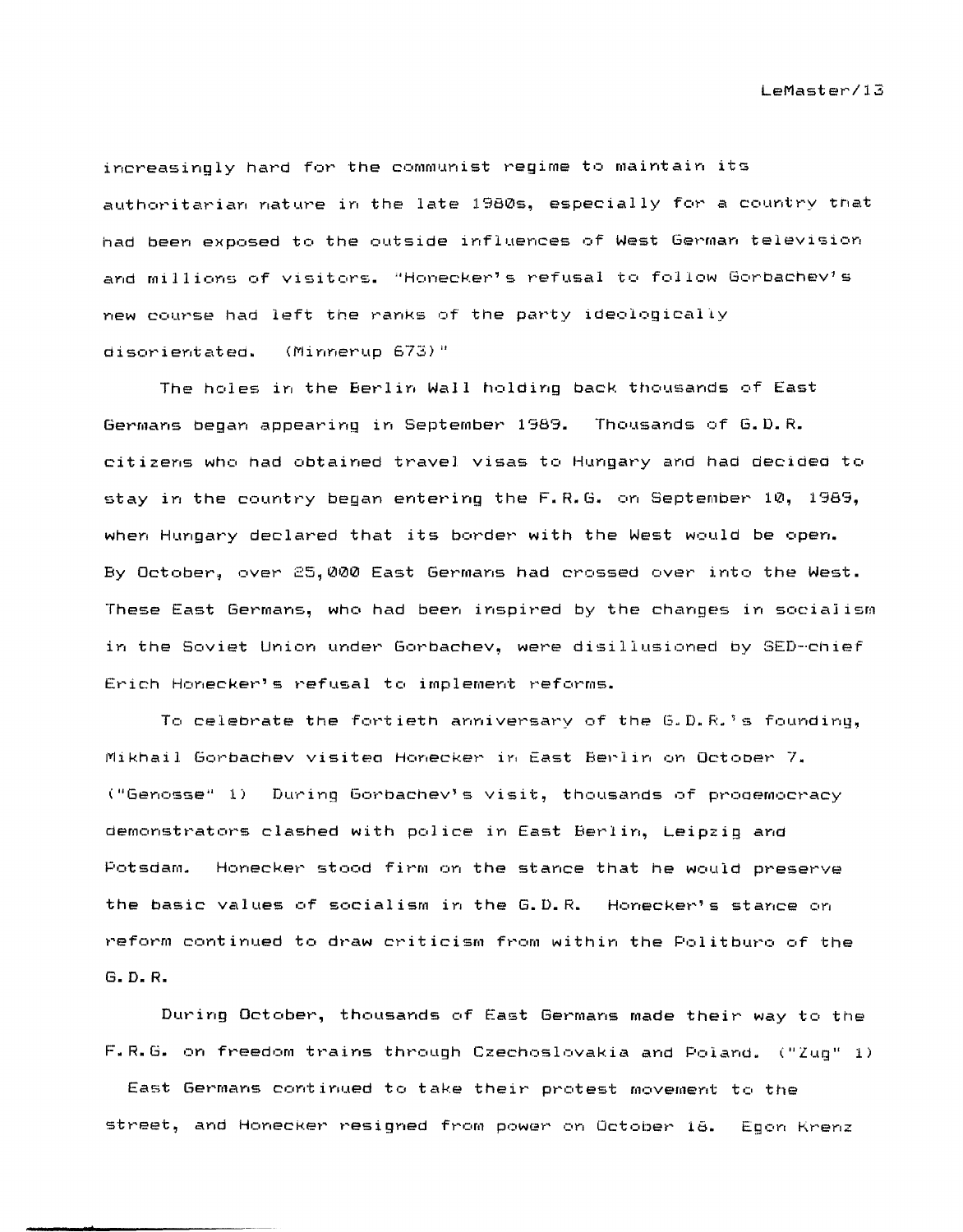increasingly hard for the communist regime to maintain its authoritarian nature in the late 1980s, especially for a country that had been exposed to the outside influences of West German television and millions of visitors. "Honecker's refusal to follow Gorbachev's new course had left the ranks of the party ideologically disorientated. (Minnerup 673)"

The holes in the Berlin Wall holding back thousands of East Germans began appearing in September 1989. Thousands of G.D.R. citizens who had obtained travel visas to Hungary and had decided to stay in the country began entering the F.R.G. on September 10, 1989, when Hungary declared that its border with the West would be open. By October, over 25,000 East Germans had crossed over into the West. These East Germans, who had been inspired by the changes in socialism in the Soviet Union under Gorbachev, were disillusioned by SED-chief Erich Honecker's refusal to implement reforms.

To celebrate the fortieth anniversary of the G.D.R.'s founding, Mikhail Gorbachev visited Honecker in East Berlin on October 7. ("Genosse" 1) During Gorbachev's visit, thousands of prodemocracy demonstrators clashed with police in East Berlin, Leipzig and Potsdam. Honecker stood firm on the stance that he would preserve the basic values of socialism in the G.D.R. Honecker's stance on reform continued to draw criticism from within the Politburo of the G.D.R.

During October, thousands of East Germans made their way to the F.R.G. on freedom trains through Czechoslovakia and Poland. ("Zug" 1) East Germans continued to take their protest movement to the street, and Honecker resigned from power on October 18. Egon Krenz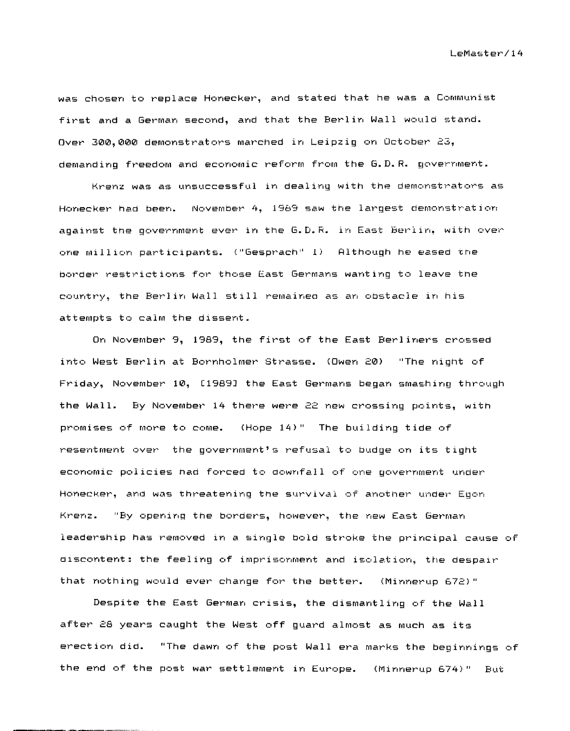was chosen to replace Honecker, and stated that he was a Communist first and a German second, and that the Berlin Wall would stand. Over 300,000 demonstrators marched in Leipzig on October 23, demanding freedom and economic reform from the G.D.R. government.

Krenz was as unsuccessful in dealing with the demonstrators as Honecker had been. November 4, 1989 saw the largest demonstration against the government ever in the G.D.R. in East Berlin, with over one million participants. ("Gesprach" 1) Although he eased the border restrictions for those East Germans wanting to leave the country, the Berlin Wall still remained as an obstacle in his attempts to calm the dissent.

On November 9, 1989, the first of the East Berliners crossed into West Berlin at Bornholmer Strasse. (Owen 20) "The night of Friday, November 10, [1989] the East Germans began smashing through the Wall. By November 14 there were 22 new crossing points, with promises of more to come. (Hope 14)" The building tide of resentment over the government's refusal to budge on its tight economic policies had forced to downfall of one government under Honecker, and was threatening the survival of another under Egon Krenz. "By opening the borders, however, the new East German leadership has removed in a single bold stroke the principal cause of discontent: the feeling of imprisonment and isolation, the despair that nothing would ever change for the better. (Minnerup 672)"

Despite the East German crisis, the dismantling of the Wall after 28 years caught the West off guard almost as much as its erection did. "The dawn of the post Wall era marks the beginnings of the end of the post war settlement in Europe. (Minnerup 674)" But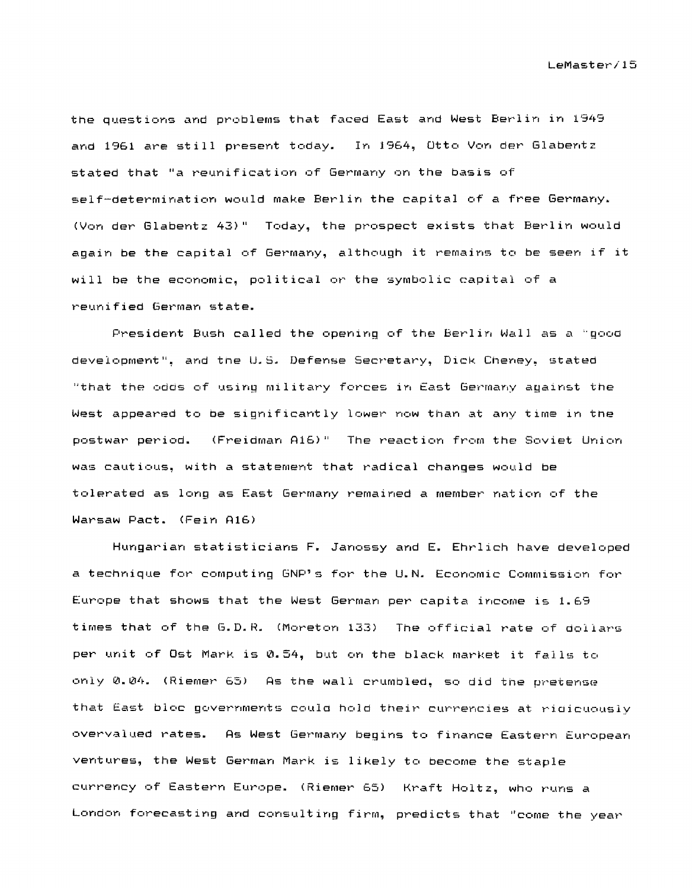the questions and problems that faced East and West Berlin in 1949 and 1961 are still present today. In 1964, Otto Von der Glabentz stated that "a reunification of Germany on the basis of self-determination would make Berlin the capital of a free Germany. (Von der Glabentz 43)" Today, the prospect exists that Berlin would again be the capital of Germany, although it remains to be seen if it will be the economic, political or the symbolic capital of a reunified German state.

President Bush called the opening of the Berlin Wall as a "good development", and the U.S. Defense Secretary, Dick Cheney, stated "that the odds of using military forces in East Germany against the West appeared to be significantly lower now than at any time in the postwar period. (Freidman A16)" The reaction from the Soviet Union was cautious, with a statement that radical changes would be tolerated as long as East Germany remained a member nation of the Warsaw Pact. (Fein A16)

Hungarian statisticians F. Janossy and E. Ehrlich have developed a technique for computing GNP's for the U.N. Economic Commission for Europe that shows that the West German per capita income is 1.69 times that of the G.D.R. (Moreton 133) The official rate of dollars per unit of Ost Mark is 0.54, but on the black market it falls to only 0.04. (Riemer 65) As the wall crumbled, so did the pretense that East bloc governments could hold their currencies at ridicuously overvalued rates. As West Germany begins to finance Eastern European ventures, the West German Mark is likely to become the staple currency of Eastern Europe. (Riemer 65) Kraft Holtz, who runs a London forecasting and consulting firm, predicts that "come the year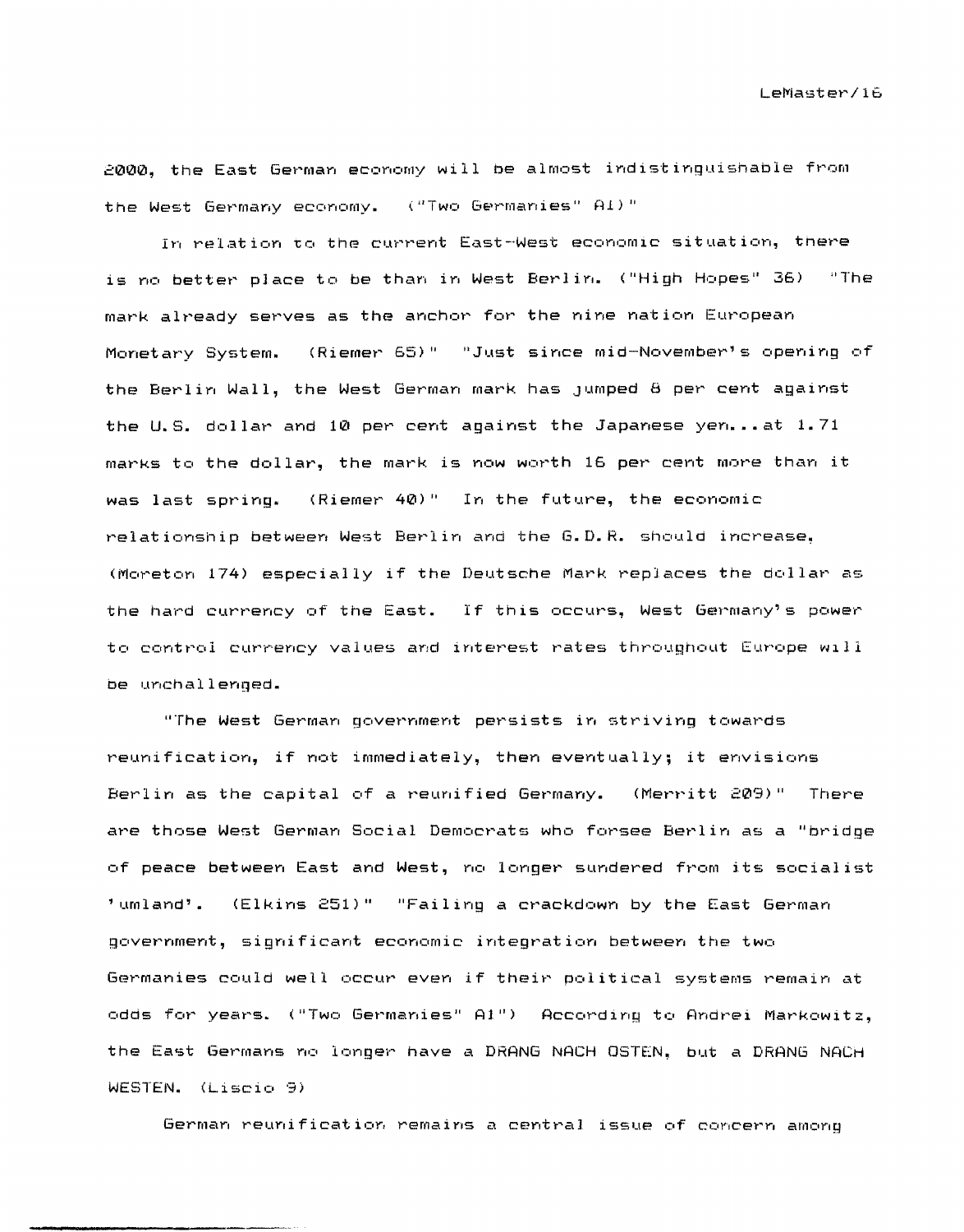2000, the East German economy will be almost indistinguishable from the West Germany economy. ("Two Germanies" A1)"

In relation to the current East-West economic situation, there is no better place to be than in West Berlin. ("High Hopes" 36) "The mark already serves as the anchor for the nine nation European Monetary System. (Riemer 65)" "Just since mid-November's opening of the Berlin Wall, the West German mark has jumped 8 per cent against the U.S. dollar and 10 per cent against the Japanese yen...at 1.71 marks to the dollar, the mark is now worth 16 per cent more than it was last spring. (Riemer 40)" In the future, the economic relationship between West Berlin and the G.D.R. should increase, (Moreton 174) especially if the Deutsche Mark replaces the dollar as the hard currency of the East. If this occurs, West Germany's power to control currency values and interest rates throughout Europe will be unchallenged.

"The West German government persists in striving towards reunification, if not immediately, then eventually; it envisions Berlin as the capital of a reunified Germany. (Merritt 209)" There are those West German Social Democrats who forsee Berlin as a "bridge of peace between East and West, no longer sundered from its socialist 'umland'. (Elkins 251)" "Failing a crackdown by the East German government, significant economic integration between the two Germanies could well occur even if their political systems remain at odds for years. ("Two Germanies" A1") According to Andrei Markowitz, the East Germans no longer have a DRANG NACH OSTEN, but a DRANG NACH WESTEN. (Liscio 9)

German reunification remains a central issue of concern among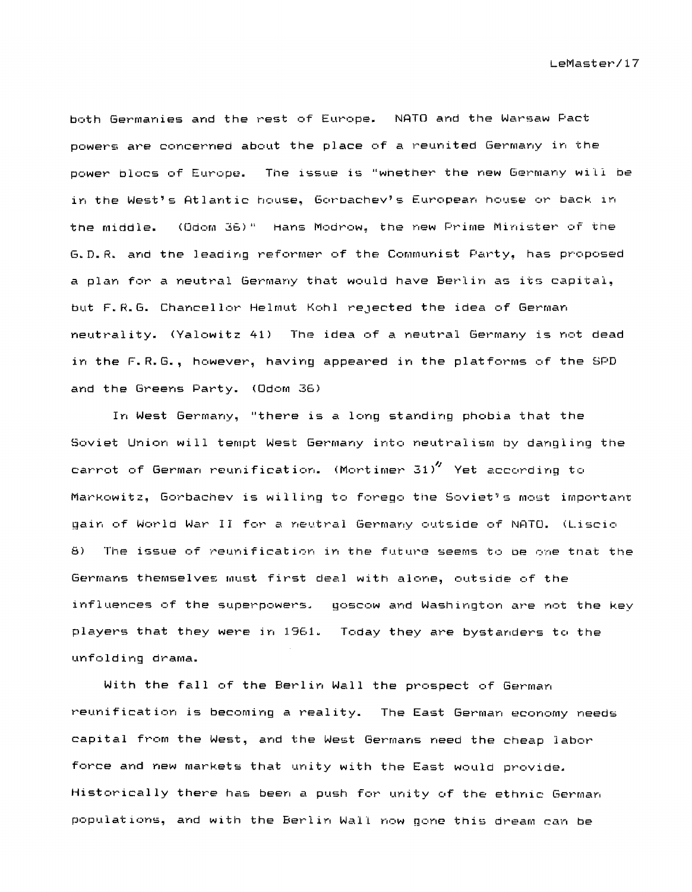both Germanies and the rest of Europe. NATO and the Warsaw Pact powers are concerned about the place of a reunited Germany in the power blocs of Europe. The issue is "whether the new Germany will be in the West's Atlantic house, Gorbachev's European house or back in the middle. (Odom 36)" Hans Modrow, the new Prime Minister of the G.D.R. and the leading reformer of the Communist Party, has proposed a plan for a neutral Germany that would have Berlin as its capital, but F.R.G. Chancellor Helmut Kohl rejected the idea of German neutrality. (Yalowitz 41) The idea of a neutral Germany is not dead in the F.R.G., however, having appeared in the platforms of the SPD and the Greens Party. (Odom 36)

In West Germany, "there is a long standing phobia that the Soviet Union will tempt West Germany into neutralism by dangling the carrot of German reunification. (Mortimer 31)" Yet according to Markowitz, Gorbachev is willing to forego the Soviet's most important gain of World War II for a neutral Germany outside of NATO. (Liscio 8) The issue of reunification in the future seems to be one that the Germans themselves must first deal with alone, outside of the influences of the superpowers. goscow and Washington are not the key players that they were in 1961. Today they are bystanders to the unfolding drama.

With the fall of the Berlin Wall the prospect of German reunification is becoming a reality. The East German economy needs capital from the West, and the West Germans need the cheap labor force and new markets that unity with the East would provide. Historically there has been a push for unity of the ethnic German populations, and with the Berlin Wall now gone this dream can be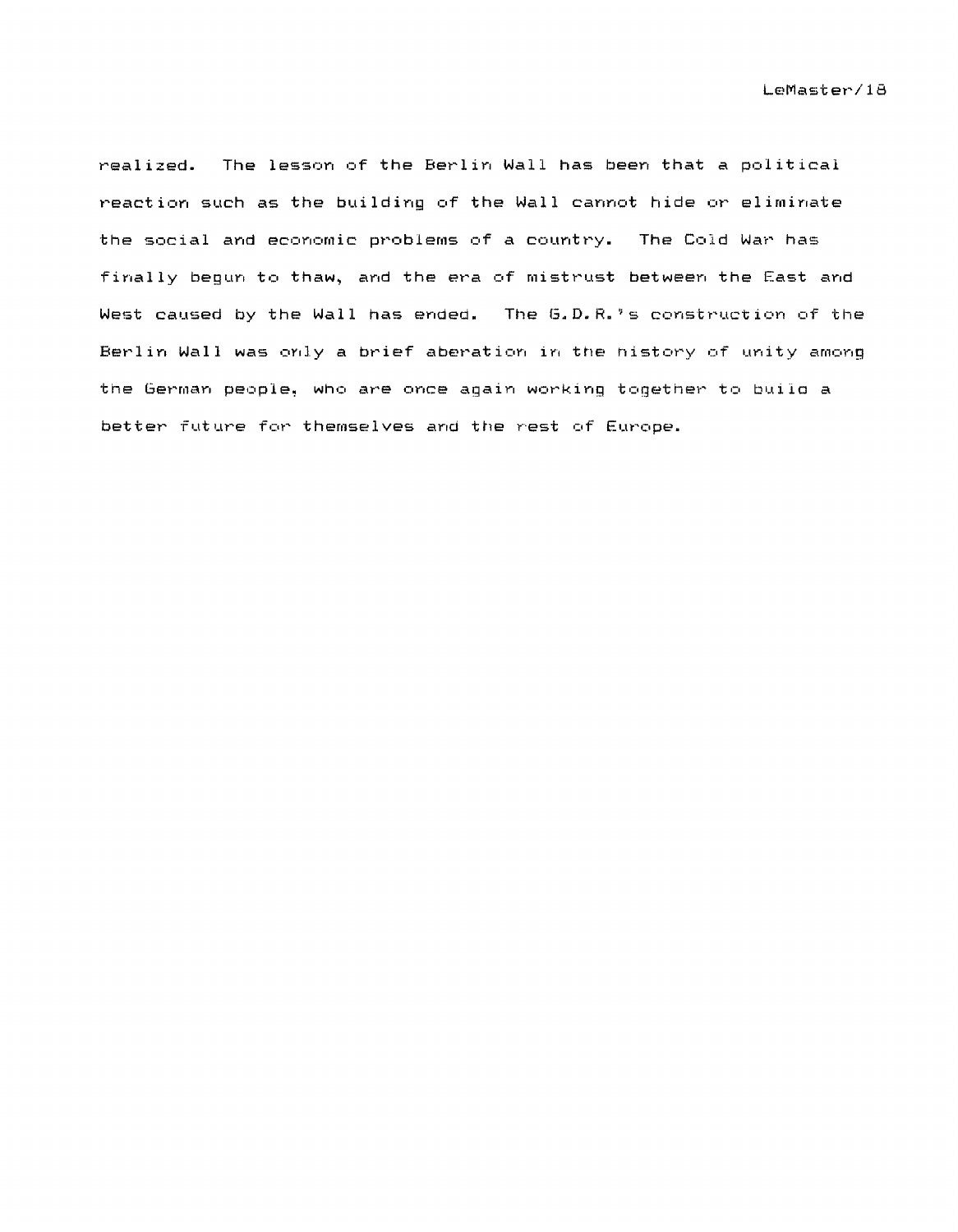realized. The lesson of the Berlin Wall has been that a political reaction such as the building of the Wall cannot hide or eliminate the social and economic problems of a country. The Cold War has finally begun to thaw, and the era of mistrust between the East and West caused by the Wall has ended. The G.D.R.'s construction of the Berlin Wall was only a brief aberation in the history of unity among the German people, who are once again working together to build a better future for themselves and the rest of Europe.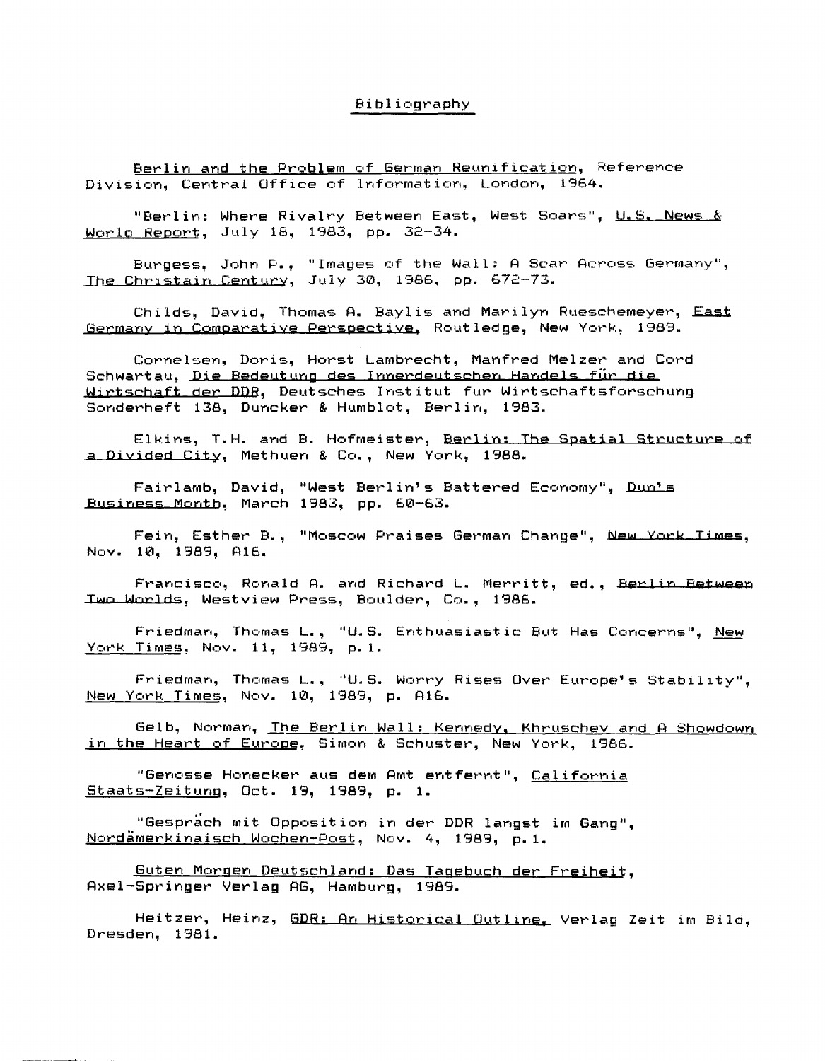# Bibliography

Berlin and the Problem of German Reunification, Reference Division, Central Office of Information, London, 1964.

"Berlin: Where Rivalry Between East, West Soars", U.S. News & World Report, July 18, 1983, pp. 32-34.

Burgess, John P., "Images of the Wall: A Scar Across Germany", The Christain Century, July 30, 1986, pp. 672-73.

Childs, David, Thomas A. Baylis and Marilyn Rueschemeyer, East Germany in Comparative Perspective, Routledge, New York, 1989.

Cornelsen, Doris, Horst Lambrecht, Manfred Melzer and Cord Schwartau, Die Bedeutung des Innerdeutschen Handels für die Wirtschaft der DDR, Deutsches Institut fur Wirtschaftsforschung Sonderheft 138, Duncker & Humblot, Berlin, 1983.

Elkins, T.H. and B. Hofmeister, Berlin: The Spatial Structure of a Divided City, Methuen & Co., New York, 1988.

Fairlamb, David, "West Berlin's Battered Economy", Dun's Business Month, March 1983, pp. 60-63.

Fein, Esther B., "Moscow Praises German Change", New York Times, Nov. 10, 1989, A16.

Francisco, Ronald A. and Richard L. Merritt, ed., Berlin Between Two Worlds, Westview Press, Boulder, Co., 1986.

Friedman, Thomas L., "U.S. Enthuasiastic But Has Concerns", New York Times, Nov. 11, 1989, p.1.

Friedman, Thomas L., "U.S. Worry Rises Over Europe's Stability", New York Times, Nov. 10, 1989, p. A16.

Gelb, Norman, The Berlin Wall: Kennedy, Khruschev and A Showdown in the Heart of Europe, Simon & Schuster, New York, 1986.

"Genosse Honecker aus dem Amt entfernt", California Staats-Zeitung, Oct. 19, 1989, p. 1.

"Gespräch mit Opposition in der DDR langst im Gang", Nordämerkinaisch Wochen-Post, Nov. 4, 1989, p.1.

Guten Morgen Deutschland: Das Tagebuch der Freiheit, Axel-Springer Verlag AG, Hamburg, 1989.

Heitzer, Heinz, GDR: An Historical Outline, Verlag Zeit im Bild, Dresden, 1981.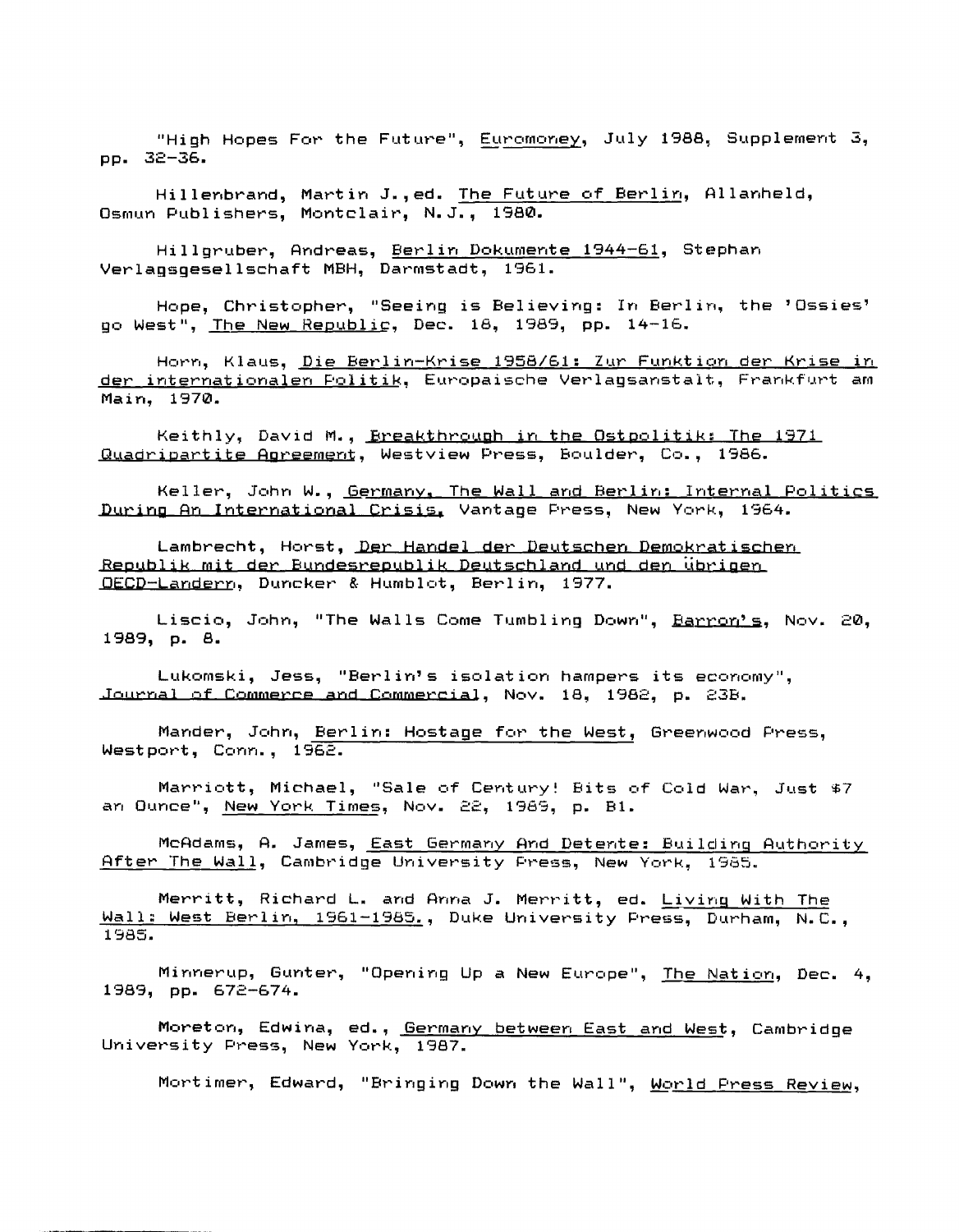"High Hopes For the Future", Euromoney, July 1988, Supplement 3, pp. 32-36.

Hillenbrand, Martin J.,ed. The Future of Berlin, Allanheld, Osmun Publishers, Montclair, N.J., 1980.

Hillgruber, Andreas, Berlin Dokumente 1944-61, Stephan Verlagsgesellschaft MBH, Darmstadt, 1961.

Hope, Christopher, "Seeing is Believing: In Berlin, the 'Ossies' go West", The New Republic, Dec. 18, 1989, pp. 14-16.

Horn, Klaus, Die Berlin-Krise 1958/61: Zur Funktion der Krise in der internationalen Politik, Europaische Verlagsanstalt, Frankfurt am Main, 1970.

Keithly, David M., Breakthrough in the Ostpolitik: The 1971 Quadripartite Agreement, Westview Press, Boulder, Co., 1986.

Keller, John W., Germany, The Wall and Berlin: Internal Politics During An International Crisis, Vantage Press, New York, 1964.

Lambrecht, Horst, Der Handel der Deutschen Demokratischen Republik mit der Bundesrepublik Deutschland und den übrigen OECD-Landern, Duncker & Humblot, Berlin, 1977.

Liscio, John, "The Walls Come Tumbling Down", Barron's, Nov. 20, 1989, p. 8.

Lukomski, Jess, "Berlin's isolation hampers its economy", Journal of Commerce and Commercial, Nov. 18, 1982, p. 23B.

Mander, John, Berlin: Hostage for the West, Greenwood Press, Westport, Conn., 1962.

Marriott, Michael, "Sale of Century! Bits of Cold War, Just $7 an Ounce", New York Times, Nov. 22, 1989, p. B1.

McAdams, A. James, East Germany And Detente: Building Authority After The Wall, Cambridge University Press, New York, 1985.

Merritt, Richard L. and Anna J. Merritt, ed. Living With The Wall: West Berlin, 1961-1985., Duke University Press, Durham, N.C., 1985.

Minnerup, Gunter, "Opening Up a New Europe", The Nation, Dec. 4, 1989, pp. 672-674.

Moreton, Edwina, ed., Germany between East and West, Cambridge University Press, New York, 1987.

Mortimer, Edward, "Bringing Down the Wall", World Press Review,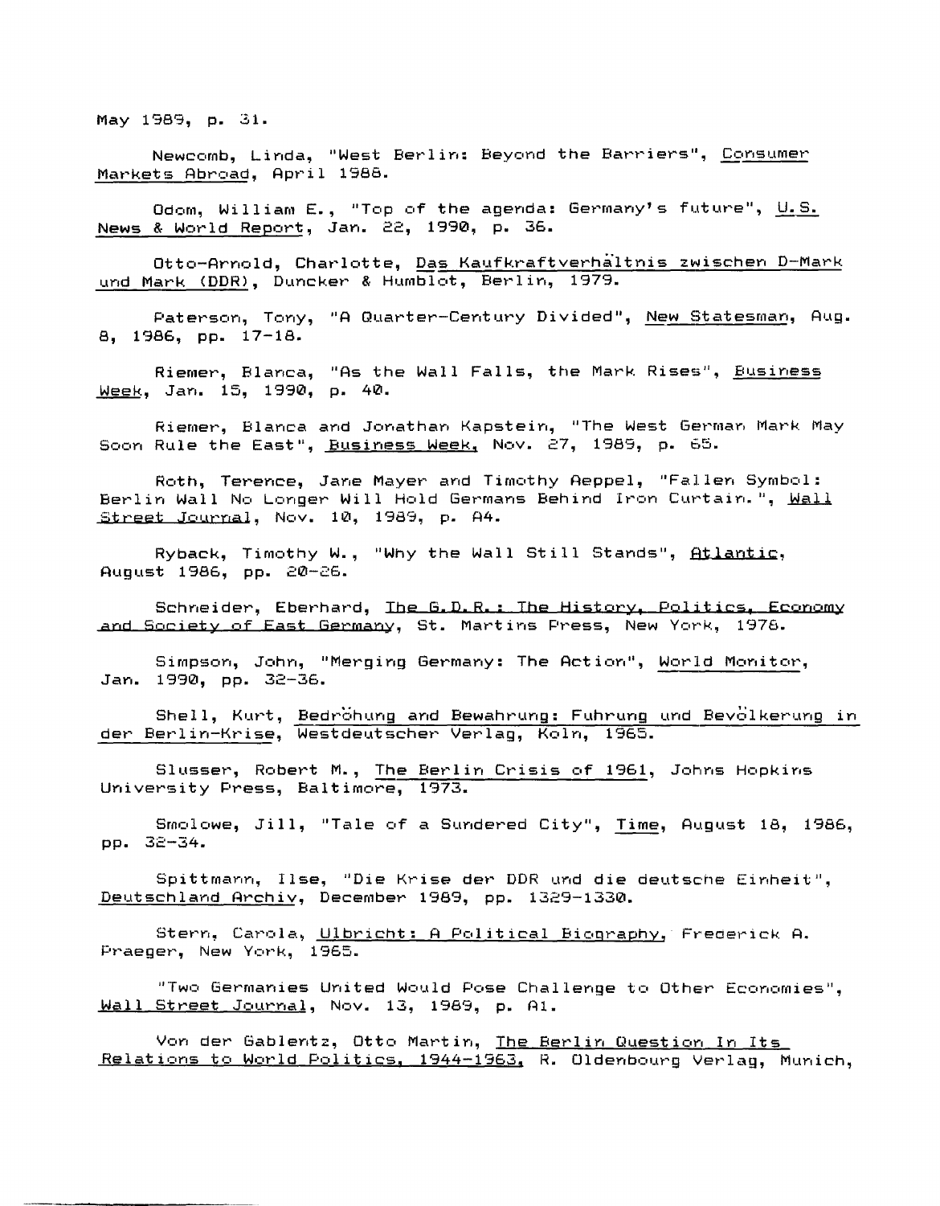May 1989, p. 31.

Newcomb, Linda, "West Berlin: Beyond the Barriers", Consumer Markets Abroad, April 1988.

Odom, William E., "Top of the agenda: Germany's future", U.S. News & World Report, Jan. 22, 1990, p. 36.

Otto-Arnold, Charlotte, Das Kaufkraftverhältnis zwischen D-Mark und Mark (DDR), Duncker & Humblot, Berlin, 1979.

Paterson, Tony, "A Quarter-Century Divided", New Statesman, Aug. 8, 1986, pp. 17-18.

Riemer, Blanca, "As the Wall Falls, the Mark Rises", Business Week, Jan. 15, 1990, p. 40.

Riemer, Blanca and Jonathan Kapstein, "The West German Mark May Soon Rule the East", Business Week, Nov. 27, 1989, p. 65.

Roth, Terence, Jane Mayer and Timothy Aeppel, "Fallen Symbol: Berlin Wall No Longer Will Hold Germans Behind Iron Curtain.", Wall Street Journal, Nov. 10, 1989, p. A4.

Ryback, Timothy W., "Why the Wall Still Stands", Atlantic, August 1986, pp. 20-26.

Schneider, Eberhard, The G.D.R.: The History, Politics, Economy and Society of East Germany, St. Martins Press, New York, 1978.

Simpson, John, "Merging Germany: The Action", World Monitor, Jan. 1990, pp. 32-36.

Shell, Kurt, Bedröhung and Bewahrung: Fuhrung und Bevölkerung in der Berlin-Krise, Westdeutscher Verlag, Koln, 1965.

Slusser, Robert M., The Berlin Crisis of 1961, Johns Hopkins University Press, Baltimore, 1973.

Smolowe, Jill, "Tale of a Sundered City", Time, August 18, 1986, pp. 32-34.

Spittmann, Ilse, "Die Krise der DDR und die deutsche Einheit", Deutschland Archiv, December 1989, pp. 1329-1330.

Stern, Carola, Ulbricht: A Political Biography, Frederick A. Praeger, New York, 1965.

"Two Germanies United Would Pose Challenge to Other Economies", Wall Street Journal, Nov. 13, 1989, p. A1.

Von der Gablentz, Otto Martin, The Berlin Question In Its Relations to World Politics, 1944-1963, R. Oldenbourg Verlag, Munich,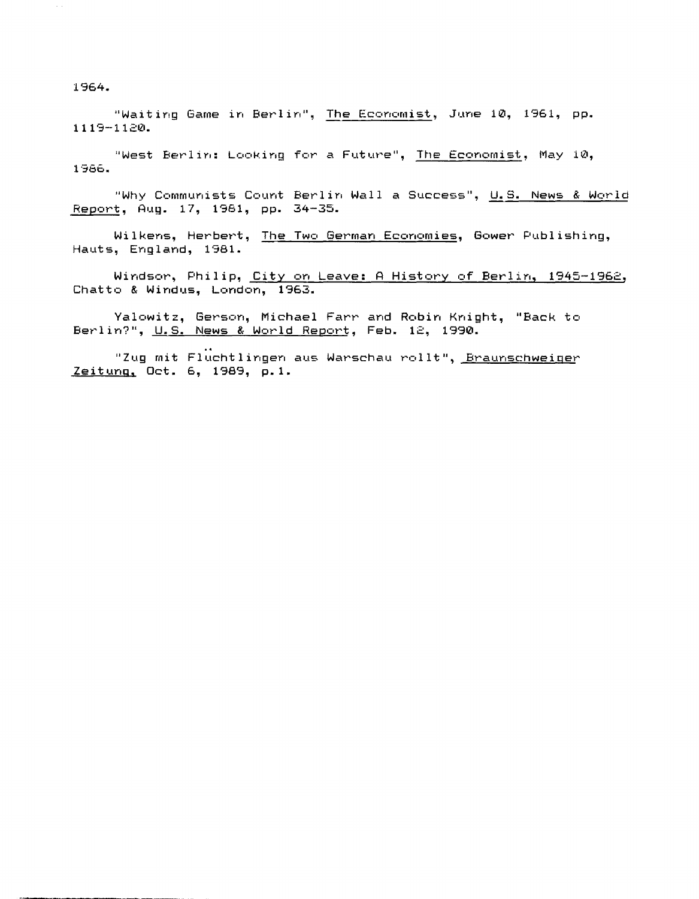1964.

"Waiting Game in Berlin", The Economist, June 10, 1961, pp. 1119-1120.

"West Berlin: Looking for a Future", The Economist, May 10, 1986.

"Why Communists Count Berlin Wall a Success", U.S. News & World Report, Aug. 17, 1961, pp. 34-35.

Wilkens, Herbert, The Two German Economies, Gower Publishing, Hauts, England, 1981.

Windsor, Philip, City on Leave: A History of Berlin, 1945-1962, Chatto & Windus, London, 1963.

Yalowitz, Gerson, Michael Farr and Robin Knight, "Back to Berlin?", U.S. News & World Report, Feb. 12, 1990.

"Zug mit Flüchtlingen aus Warschau rollt", Braunschweiger Zeitung, Oct. 6, 1989, p.1.